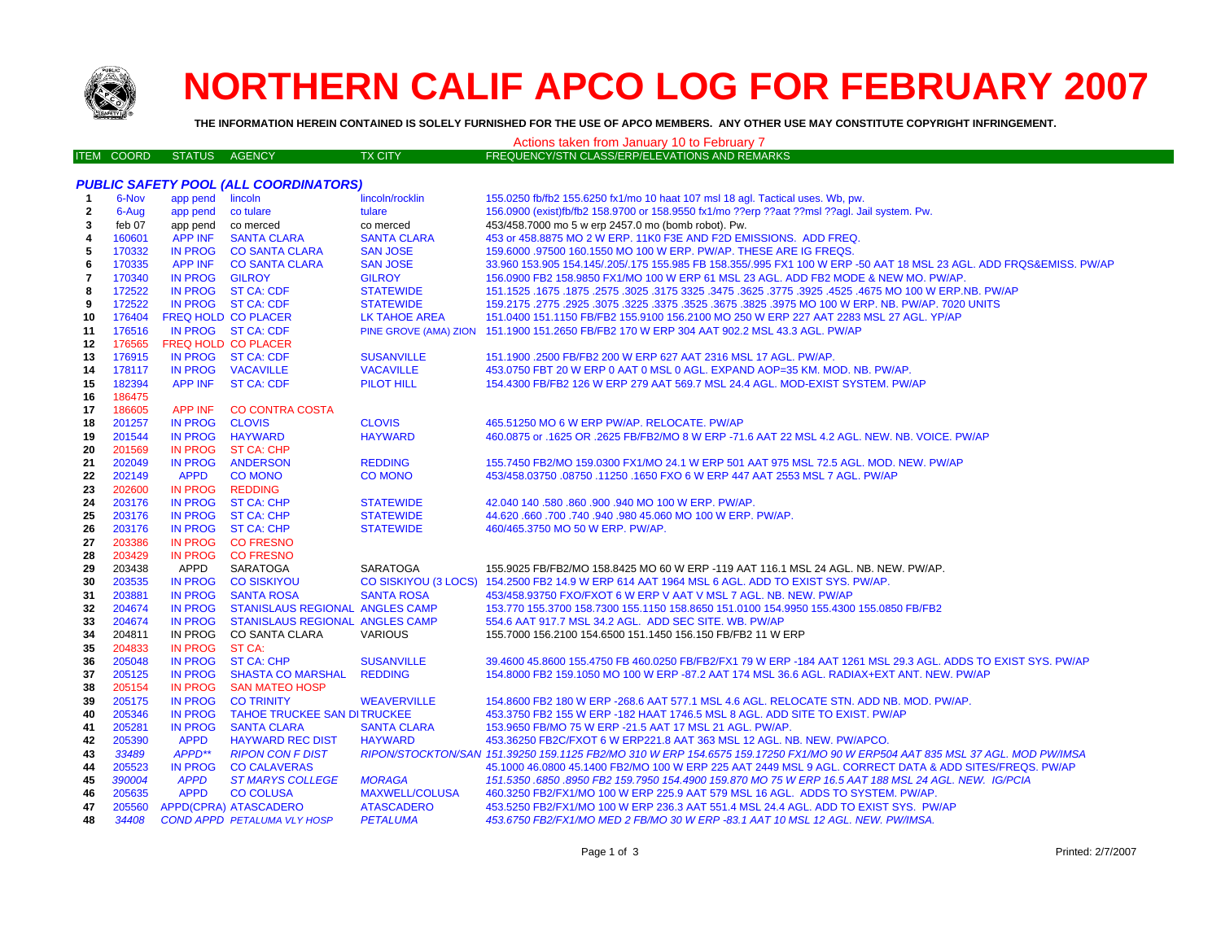# NORTHERN CALIF APCO LOG FOR FEBRUARY 2007

**THE INFORMATION HEREIN CONTAINED IS SOLELY FURNISHED FOR THE USE OF APCO MEMBERS. ANY OTHER USE MAY CONSTITUTE COPYRIGHT INFRINGEMENT.**

Actions taken from January 10 to February 7

| ITEM | COORD | STATUS | AGENCY | TX CITY | FREQUENCY/STN CLASS/ERP/ELEVATIONS AND REMARKS |
|---|---|---|---|---|---|
| ***PUBLIC SAFETY POOL (ALL COORDINATORS)*** | | | | | |
| 1 | 6-Nov | app pend | lincoln | lincoln/rocklin | 155.0250 fb/fb2 155.6250 fx1/mo 10 haat 107 msl 18 agl. Tactical uses. Wb, pw. |
| 2 | 6-Aug | app pend | co tulare | tulare | 156.0900 (exist)fb/fb2 158.9700 or 158.9550 fx1/mo ??erp ??aat ??msl ??agl. Jail system. Pw. |
| 3 | feb 07 | app pend | co merced | co merced | 453/458.7000 mo 5 w erp 2457.0 mo (bomb robot). Pw. |
| 4 | 160601 | APP INF | SANTA CLARA | SANTA CLARA | 453 or 458.8875 MO 2 W ERP. 11K0 F3E AND F2D EMISSIONS. ADD FREQ. |
| 5 | 170332 | IN PROG | CO SANTA CLARA | SAN JOSE | 159.6000 .97500 160.1550 MO 100 W ERP. PW/AP. THESE ARE IG FREQS. |
| 6 | 170335 | APP INF | CO SANTA CLARA | SAN JOSE | 33.960 153.905 154.145/.205/.175 155.985 FB 158.355/.995 FX1 100 W ERP -50 AAT 18 MSL 23 AGL. ADD FRQS&EMISS. PW/AP |
| 7 | 170340 | IN PROG | GILROY | GILROY | 156.0900 FB2 158.9850 FX1/MO 100 W ERP 61 MSL 23 AGL. ADD FB2 MODE & NEW MO. PW/AP. |
| 8 | 172522 | IN PROG | ST CA: CDF | STATEWIDE | 151.1525 .1675 .1875 .2575 .3025 .3175 3325 .3475 .3625 .3775 .3925 .4525 .4675 MO 100 W ERP.NB. PW/AP |
| 9 | 172522 | IN PROG | ST CA: CDF | STATEWIDE | 159.2175 .2775 .2925 .3075 .3225 .3375 .3525 .3675 .3825 .3975 MO 100 W ERP. NB. PW/AP. 7020 UNITS |
| 10 | 176404 | FREQ HOLD | CO PLACER | LK TAHOE AREA | 151.0400 151.1150 FB/FB2 155.9100 156.2100 MO 250 W ERP 227 AAT 2283 MSL 27 AGL. YP/AP |
| 11 | 176516 | IN PROG | ST CA: CDF | PINE GROVE (AMA) ZION | 151.1900 151.2650 FB/FB2 170 W ERP 304 AAT 902.2 MSL 43.3 AGL. PW/AP |
| 12 | 176565 | FREQ HOLD | CO PLACER | | |
| 13 | 176915 | IN PROG | ST CA: CDF | SUSANVILLE | 151.1900 .2500 FB/FB2 200 W ERP 627 AAT 2316 MSL 17 AGL. PW/AP. |
| 14 | 178117 | IN PROG | VACAVILLE | VACAVILLE | 453.0750 FBT 20 W ERP 0 AAT 0 MSL 0 AGL. EXPAND AOP=35 KM. MOD. NB. PW/AP. |
| 15 | 182394 | APP INF | ST CA: CDF | PILOT HILL | 154.4300 FB/FB2 126 W ERP 279 AAT 569.7 MSL 24.4 AGL. MOD-EXIST SYSTEM. PW/AP |
| 16 | 186475 | | | | |
| 17 | 186605 | APP INF | CO CONTRA COSTA | | |
| 18 | 201257 | IN PROG | CLOVIS | CLOVIS | 465.51250 MO 6 W ERP PW/AP. RELOCATE. PW/AP |
| 19 | 201544 | IN PROG | HAYWARD | HAYWARD | 460.0875 or .1625 OR .2625 FB/FB2/MO 8 W ERP -71.6 AAT 22 MSL 4.2 AGL. NEW. NB. VOICE. PW/AP |
| 20 | 201569 | IN PROG | ST CA: CHP | | |
| 21 | 202049 | IN PROG | ANDERSON | REDDING | 155.7450 FB2/MO 159.0300 FX1/MO 24.1 W ERP 501 AAT 975 MSL 72.5 AGL. MOD. NEW. PW/AP |
| 22 | 202149 | APPD | CO MONO | CO MONO | 453/458.03750 .08750 .11250 .1650 FXO 6 W ERP 447 AAT 2553 MSL 7 AGL. PW/AP |
| 23 | 202600 | IN PROG | REDDING | | |
| 24 | 203176 | IN PROG | ST CA: CHP | STATEWIDE | 42.040 140 .580 .860 .900 .940 MO 100 W ERP. PW/AP. |
| 25 | 203176 | IN PROG | ST CA: CHP | STATEWIDE | 44.620 .660 .700 .740 .940 .980 45.060 MO 100 W ERP. PW/AP. |
| 26 | 203176 | IN PROG | ST CA: CHP | STATEWIDE | 460/465.3750 MO 50 W ERP. PW/AP. |
| 27 | 203386 | IN PROG | CO FRESNO | | |
| 28 | 203429 | IN PROG | CO FRESNO | | |
| 29 | 203438 | APPD | SARATOGA | SARATOGA | 155.9025 FB/FB2/MO 158.8425 MO 60 W ERP -119 AAT 116.1 MSL 24 AGL. NB. NEW. PW/AP. |
| 30 | 203535 | IN PROG | CO SISKIYOU | CO SISKIYOU (3 LOCS) | 154.2500 FB2 14.9 W ERP 614 AAT 1964 MSL 6 AGL. ADD TO EXIST SYS. PW/AP. |
| 31 | 203881 | IN PROG | SANTA ROSA | SANTA ROSA | 453/458.93750 FXO/FXOT 6 W ERP V AAT V MSL 7 AGL. NB. NEW. PW/AP |
| 32 | 204674 | IN PROG | STANISLAUS REGIONAL | ANGLES CAMP | 153.770 155.3700 158.7300 155.1150 158.8650 151.0100 154.9950 155.4300 155.0850 FB/FB2 |
| 33 | 204674 | IN PROG | STANISLAUS REGIONAL | ANGLES CAMP | 554.6 AAT 917.7 MSL 34.2 AGL. ADD SEC SITE. WB. PW/AP |
| 34 | 204811 | IN PROG | CO SANTA CLARA | VARIOUS | 155.7000 156.2100 154.6500 151.1450 156.150 FB/FB2 11 W ERP |
| 35 | 204833 | IN PROG | ST CA: | | |
| 36 | 205048 | IN PROG | ST CA: CHP | SUSANVILLE | 39.4600 45.8600 155.4750 FB 460.0250 FB/FB2/FX1 79 W ERP -184 AAT 1261 MSL 29.3 AGL. ADDS TO EXIST SYS. PW/AP |
| 37 | 205125 | IN PROG | SHASTA CO MARSHAL | REDDING | 154.8000 FB2 159.1050 MO 100 W ERP -87.2 AAT 174 MSL 36.6 AGL. RADIAX+EXT ANT. NEW. PW/AP |
| 38 | 205154 | IN PROG | SAN MATEO HOSP | | |
| 39 | 205175 | IN PROG | CO TRINITY | WEAVERVILLE | 154.8600 FB2 180 W ERP -268.6 AAT 577.1 MSL 4.6 AGL. RELOCATE STN. ADD NB. MOD. PW/AP. |
| 40 | 205346 | IN PROG | TAHOE TRUCKEE SAN DI | TRUCKEE | 453.3750 FB2 155 W ERP -182 HAAT 1746.5 MSL 8 AGL. ADD SITE TO EXIST. PW/AP |
| 41 | 205281 | IN PROG | SANTA CLARA | SANTA CLARA | 153.9650 FB/MO 75 W ERP -21.5 AAT 17 MSL 21 AGL. PW/AP. |
| 42 | 205390 | APPD | HAYWARD REC DIST | HAYWARD | 453.36250 FB2C/FXOT 6 W ERP221.8 AAT 363 MSL 12 AGL. NB. NEW. PW/APCO. |
| 43 | *33489* | *APPD\*\** | *RIPON CON F DIST* | *RIPON/STOCKTON/SAN* | *151.39250 159.1125 FB2/MO 310 W ERP 154.6575 159.17250 FX1/MO 90 W ERP504 AAT 835 MSL 37 AGL. MOD PW/IMSA* |
| 44 | 205523 | IN PROG | CO CALAVERAS | | 45.1000 46.0800 45.1400 FB2/MO 100 W ERP 225 AAT 2449 MSL 9 AGL. CORRECT DATA & ADD SITES/FREQS. PW/AP |
| 45 | *390004* | *APPD* | *ST MARYS COLLEGE* | *MORAGA* | *151.5350 .6850 .8950 FB2 159.7950 154.4900 159.870 MO 75 W ERP 16.5 AAT 188 MSL 24 AGL. NEW. IG/PCIA* |
| 46 | 205635 | APPD | CO COLUSA | MAXWELL/COLUSA | 460.3250 FB2/FX1/MO 100 W ERP 225.9 AAT 579 MSL 16 AGL. ADDS TO SYSTEM. PW/AP. |
| 47 | 205560 | APPD(CPRA) | ATASCADERO | ATASCADERO | 453.5250 FB2/FX1/MO 100 W ERP 236.3 AAT 551.4 MSL 24.4 AGL. ADD TO EXIST SYS. PW/AP |
| 48 | *34408* | *COND APPD* | *PETALUMA VLY HOSP* | *PETALUMA* | *453.6750 FB2/FX1/MO MED 2 FB/MO 30 W ERP -83.1 AAT 10 MSL 12 AGL. NEW. PW/IMSA.* |

Printed: 2/7/2007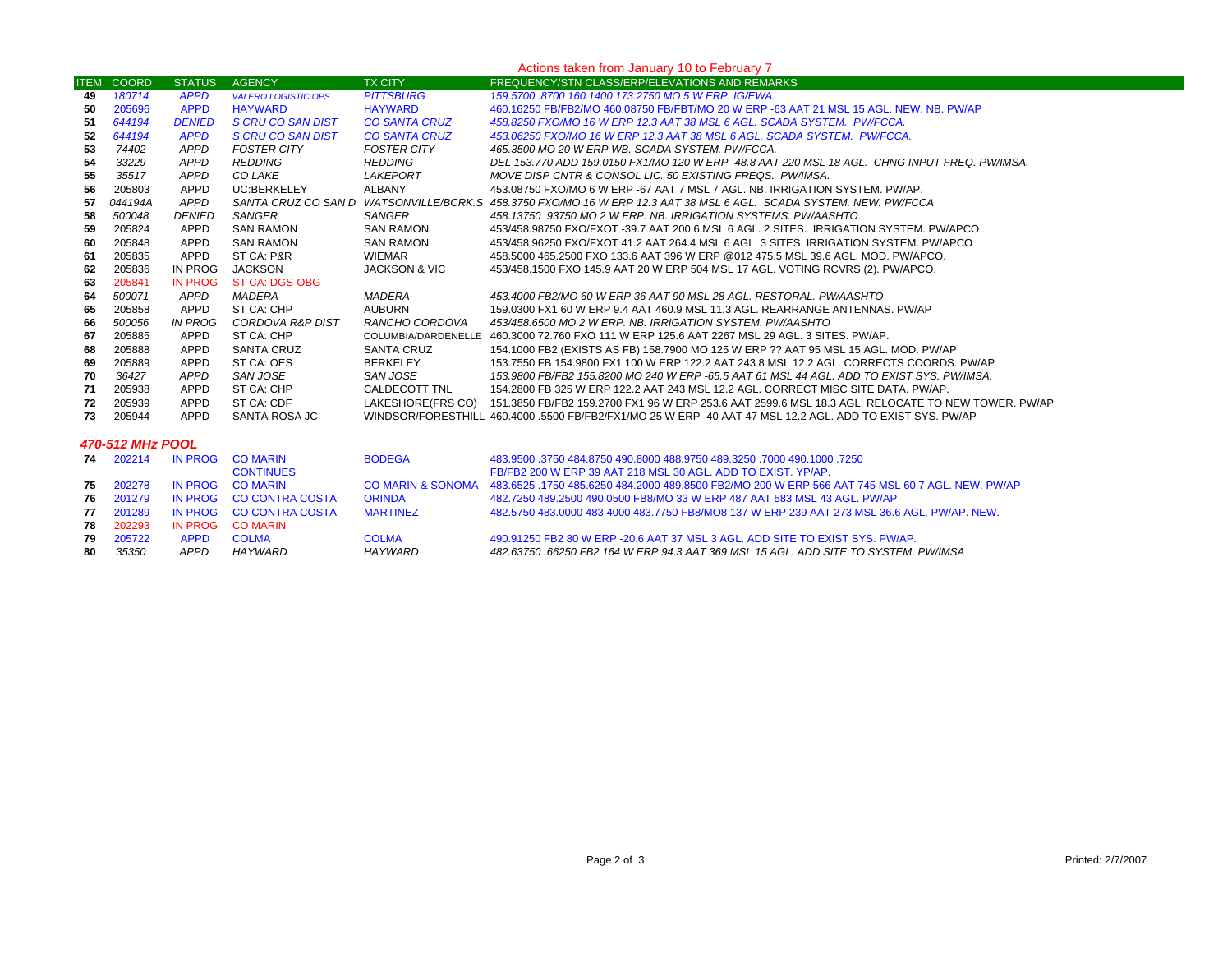## Actions taken from January 10 to February 7

| ITEM | COORD | STATUS | AGENCY | TX CITY | FREQUENCY/STN CLASS/ERP/ELEVATIONS AND REMARKS |
|---|---|---|---|---|---|
| 49 | 180714 | APPD | VALERO LOGISTIC OPS | PITTSBURG | 159.5700 .8700 160.1400 173.2750 MO 5 W ERP. IG/EWA. |
| 50 | 205696 | APPD | HAYWARD | HAYWARD | 460.16250 FB/FB2/MO 460.08750 FB/FBT/MO 20 W ERP -63 AAT 21 MSL 15 AGL. NEW. NB. PW/AP |
| 51 | 644194 | DENIED | S CRU CO SAN DIST | CO SANTA CRUZ | 458.8250 FXO/MO 16 W ERP 12.3 AAT 38 MSL 6 AGL. SCADA SYSTEM. PW/FCCA. |
| 52 | 644194 | APPD | S CRU CO SAN DIST | CO SANTA CRUZ | 453.06250 FXO/MO 16 W ERP 12.3 AAT 38 MSL 6 AGL. SCADA SYSTEM. PW/FCCA. |
| 53 | 74402 | APPD | FOSTER CITY | FOSTER CITY | 465.3500 MO 20 W ERP WB. SCADA SYSTEM. PW/FCCA. |
| 54 | 33229 | APPD | REDDING | REDDING | DEL 153.770 ADD 159.0150 FX1/MO 120 W ERP -48.8 AAT 220 MSL 18 AGL. CHNG INPUT FREQ. PW/IMSA. |
| 55 | 35517 | APPD | CO LAKE | LAKEPORT | MOVE DISP CNTR & CONSOL LIC. 50 EXISTING FREQS. PW/IMSA. |
| 56 | 205803 | APPD | UC:BERKELEY | ALBANY | 453.08750 FXO/MO 6 W ERP -67 AAT 7 MSL 7 AGL. NB. IRRIGATION SYSTEM. PW/AP. |
| 57 | 044194A | APPD | SANTA CRUZ CO SAN D | WATSONVILLE/BCRK.S | 458.3750 FXO/MO 16 W ERP 12.3 AAT 38 MSL 6 AGL. SCADA SYSTEM. NEW. PW/FCCA |
| 58 | 500048 | DENIED | SANGER | SANGER | 458.13750 .93750 MO 2 W ERP. NB. IRRIGATION SYSTEMS. PW/AASHTO. |
| 59 | 205824 | APPD | SAN RAMON | SAN RAMON | 453/458.98750 FXO/FXOT -39.7 AAT 200.6 MSL 6 AGL. 2 SITES. IRRIGATION SYSTEM. PW/APCO |
| 60 | 205848 | APPD | SAN RAMON | SAN RAMON | 453/458.96250 FXO/FXOT 41.2 AAT 264.4 MSL 6 AGL. 3 SITES. IRRIGATION SYSTEM. PW/APCO |
| 61 | 205835 | APPD | ST CA: P&R | WIEMAR | 458.5000 465.2500 FXO 133.6 AAT 396 W ERP @012 475.5 MSL 39.6 AGL. MOD. PW/APCO. |
| 62 | 205836 | IN PROG | JACKSON | JACKSON & VIC | 453/458.1500 FXO 145.9 AAT 20 W ERP 504 MSL 17 AGL. VOTING RCVRS (2). PW/APCO. |
| 63 | 205841 | IN PROG | ST CA: DGS-OBG | | |
| 64 | 500071 | APPD | MADERA | MADERA | 453.4000 FB2/MO 60 W ERP 36 AAT 90 MSL 28 AGL. RESTORAL. PW/AASHTO |
| 65 | 205858 | APPD | ST CA: CHP | AUBURN | 159.0300 FX1 60 W ERP 9.4 AAT 460.9 MSL 11.3 AGL. REARRANGE ANTENNAS. PW/AP |
| 66 | 500056 | IN PROG | CORDOVA R&P DIST | RANCHO CORDOVA | 453/458.6500 MO 2 W ERP. NB. IRRIGATION SYSTEM. PW/AASHTO |
| 67 | 205885 | APPD | ST CA: CHP | COLUMBIA/DARDENELLE | 460.3000 72.760 FXO 111 W ERP 125.6 AAT 2267 MSL 29 AGL. 3 SITES. PW/AP. |
| 68 | 205888 | APPD | SANTA CRUZ | SANTA CRUZ | 154.1000 FB2 (EXISTS AS FB) 158.7900 MO 125 W ERP ?? AAT 95 MSL 15 AGL. MOD. PW/AP |
| 69 | 205889 | APPD | ST CA: OES | BERKELEY | 153.7550 FB 154.9800 FX1 100 W ERP 122.2 AAT 243.8 MSL 12.2 AGL. CORRECTS COORDS. PW/AP |
| 70 | 36427 | APPD | SAN JOSE | SAN JOSE | 153.9800 FB/FB2 155.8200 MO 240 W ERP -65.5 AAT 61 MSL 44 AGL. ADD TO EXIST SYS. PW/IMSA. |
| 71 | 205938 | APPD | ST CA: CHP | CALDECOTT TNL | 154.2800 FB 325 W ERP 122.2 AAT 243 MSL 12.2 AGL. CORRECT MISC SITE DATA. PW/AP. |
| 72 | 205939 | APPD | ST CA: CDF | LAKESHORE(FRS CO) | 151.3850 FB/FB2 159.2700 FX1 96 W ERP 253.6 AAT 2599.6 MSL 18.3 AGL. RELOCATE TO NEW TOWER. PW/AP |
| 73 | 205944 | APPD | SANTA ROSA JC | WINDSOR/FORESTHILL | 460.4000 .5500 FB/FB2/FX1/MO 25 W ERP -40 AAT 47 MSL 12.2 AGL. ADD TO EXIST SYS. PW/AP |

### *470-512 MHz POOL*

| ITEM | COORD | STATUS | AGENCY | TX CITY | FREQUENCY/STN CLASS/ERP/ELEVATIONS AND REMARKS |
|---|---|---|---|---|---|
| 74 | 202214 | IN PROG | CO MARIN | BODEGA | 483.9500 .3750 484.8750 490.8000 488.9750 489.3250 .7000 490.1000 .7250 |
| | | | CONTINUES | | FB/FB2 200 W ERP 39 AAT 218 MSL 30 AGL. ADD TO EXIST. YP/AP. |
| 75 | 202278 | IN PROG | CO MARIN | CO MARIN & SONOMA | 483.6525 .1750 485.6250 484.2000 489.8500 FB2/MO 200 W ERP 566 AAT 745 MSL 60.7 AGL. NEW. PW/AP |
| 76 | 201279 | IN PROG | CO CONTRA COSTA | ORINDA | 482.7250 489.2500 490.0500 FB8/MO 33 W ERP 487 AAT 583 MSL 43 AGL. PW/AP |
| 77 | 201289 | IN PROG | CO CONTRA COSTA | MARTINEZ | 482.5750 483.0000 483.4000 483.7750 FB8/MO8 137 W ERP 239 AAT 273 MSL 36.6 AGL. PW/AP. NEW. |
| 78 | 202293 | IN PROG | CO MARIN | | |
| 79 | 205722 | APPD | COLMA | COLMA | 490.91250 FB2 80 W ERP -20.6 AAT 37 MSL 3 AGL. ADD SITE TO EXIST SYS. PW/AP. |
| 80 | 35350 | APPD | HAYWARD | HAYWARD | 482.63750 .66250 FB2 164 W ERP 94.3 AAT 369 MSL 15 AGL. ADD SITE TO SYSTEM. PW/IMSA |

Printed: 2/7/2007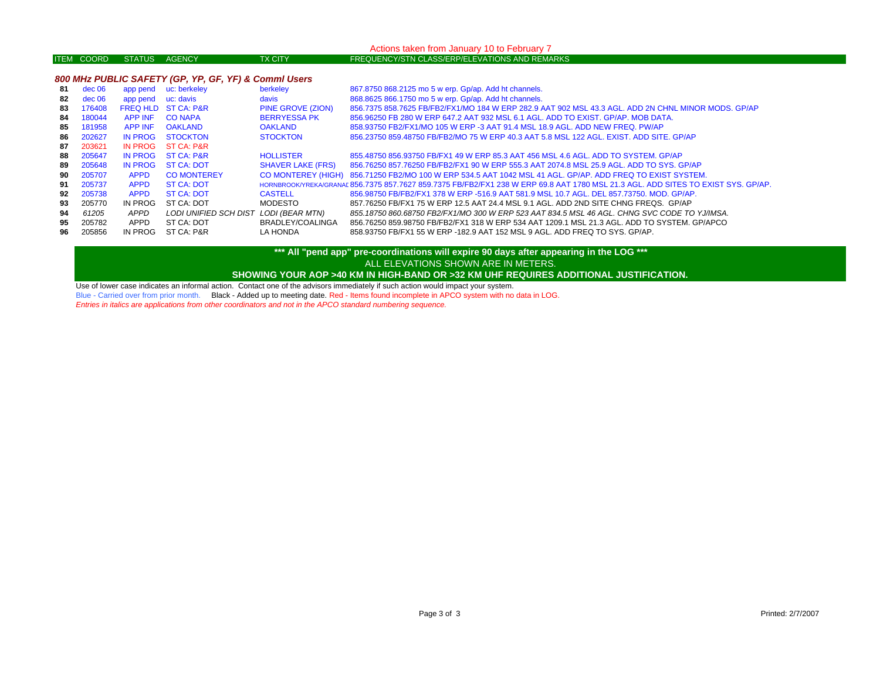Actions taken from January 10 to February 7

| ITEM | COORD | STATUS | AGENCY | TX CITY | FREQUENCY/STN CLASS/ERP/ELEVATIONS AND REMARKS |
|---|---|---|---|---|---|
| ***800 MHz PUBLIC SAFETY (GP, YP, GF, YF) & Comml Users*** | | | | | |
| **81** | dec 06 | app pend | uc: berkeley | berkeley | 867.8750 868.2125 mo 5 w erp. Gp/ap. Add ht channels. |
| **82** | dec 06 | app pend | uc: davis | davis | 868.8625 866.1750 mo 5 w erp. Gp/ap. Add ht channels. |
| **83** | 176408 | FREQ HLD | ST CA: P&R | PINE GROVE (ZION) | 856.7375 858.7625 FB/FB2/FX1/MO 184 W ERP 282.9 AAT 902 MSL 43.3 AGL. ADD 2N CHNL MINOR MODS. GP/AP |
| **84** | 180044 | APP INF | CO NAPA | BERRYESSA PK | 856.96250 FB 280 W ERP 647.2 AAT 932 MSL 6.1 AGL. ADD TO EXIST. GP/AP. MOB DATA. |
| **85** | 181958 | APP INF | OAKLAND | OAKLAND | 858.93750 FB2/FX1/MO 105 W ERP -3 AAT 91.4 MSL 18.9 AGL. ADD NEW FREQ. PW/AP |
| **86** | 202627 | IN PROG | STOCKTON | STOCKTON | 856.23750 859.48750 FB/FB2/MO 75 W ERP 40.3 AAT 5.8 MSL 122 AGL. EXIST. ADD SITE. GP/AP |
| **87** | 203621 | IN PROG | ST CA: P&R | | |
| **88** | 205647 | IN PROG | ST CA: P&R | HOLLISTER | 855.48750 856.93750 FB/FX1 49 W ERP 85.3 AAT 456 MSL 4.6 AGL. ADD TO SYSTEM. GP/AP |
| **89** | 205648 | IN PROG | ST CA: DOT | SHAVER LAKE (FRS) | 856.76250 857.76250 FB/FB2/FX1 90 W ERP 555.3 AAT 2074.8 MSL 25.9 AGL. ADD TO SYS. GP/AP |
| **90** | 205707 | APPD | CO MONTEREY | CO MONTEREY (HIGH) | 856.71250 FB2/MO 100 W ERP 534.5 AAT 1042 MSL 41 AGL. GP/AP. ADD FREQ TO EXIST SYSTEM. |
| **91** | 205737 | APPD | ST CA: DOT | HORNBROOK/YREKA/GRANAD | 856.7375 857.7627 859.7375 FB/FB2/FX1 238 W ERP 69.8 AAT 1780 MSL 21.3 AGL. ADD SITES TO EXIST SYS. GP/AP. |
| **92** | 205738 | APPD | ST CA: DOT | CASTELL | 856.98750 FB/FB2/FX1 378 W ERP -516.9 AAT 581.9 MSL 10.7 AGL. DEL 857.73750. MOD. GP/AP. |
| **93** | 205770 | IN PROG | ST CA: DOT | MODESTO | 857.76250 FB/FX1 75 W ERP 12.5 AAT 24.4 MSL 9.1 AGL. ADD 2ND SITE CHNG FREQS. GP/AP |
| **94** | *61205* | *APPD* | *LODI UNIFIED SCH DIST* | *LODI (BEAR MTN)* | *855.18750 860.68750 FB2/FX1/MO 300 W ERP 523 AAT 834.5 MSL 46 AGL. CHNG SVC CODE TO YJ/IMSA.* |
| **95** | 205782 | APPD | ST CA: DOT | BRADLEY/COALINGA | 856.76250 859.98750 FB/FB2/FX1 318 W ERP 534 AAT 1209.1 MSL 21.3 AGL. ADD TO SYSTEM. GP/APCO |
| **96** | 205856 | IN PROG | ST CA: P&R | LA HONDA | 858.93750 FB/FX1 55 W ERP -182.9 AAT 152 MSL 9 AGL. ADD FREQ TO SYS. GP/AP. |

**\*\*\* All "pend app" pre-coordinations will expire 90 days after appearing in the LOG \*\*\***

ALL ELEVATIONS SHOWN ARE IN METERS.

**SHOWING YOUR AOP >40 KM IN HIGH-BAND OR >32 KM UHF REQUIRES ADDITIONAL JUSTIFICATION.**

Use of lower case indicates an informal action. Contact one of the advisors immediately if such action would impact your system.

Blue - Carried over from prior month. Black - Added up to meeting date. Red - Items found incomplete in APCO system with no data in LOG.

*Entries in italics are applications from other coordinators and not in the APCO standard numbering sequence.*

Printed: 2/7/2007